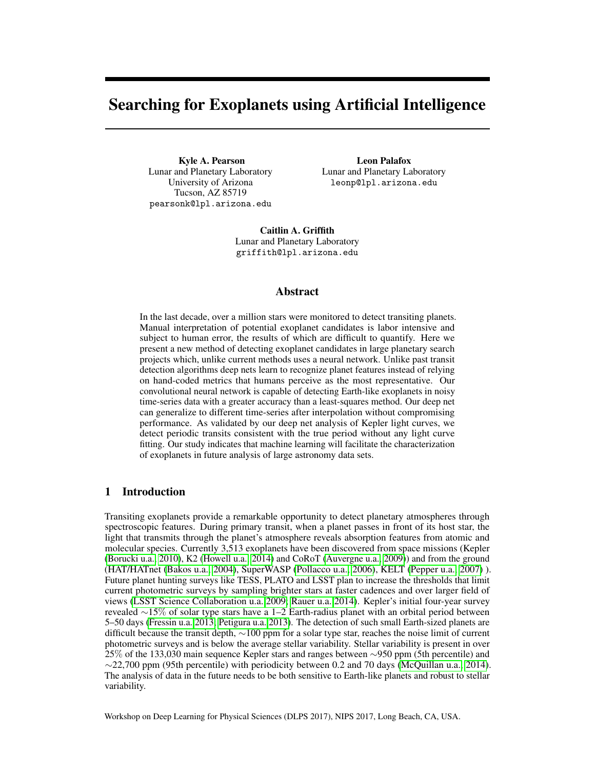# Searching for Exoplanets using Artificial Intelligence

**Kyle A. Pearson**
Lunar and Planetary Laboratory
University of Arizona
Tucson, AZ 85719
pearsonk@lpl.arizona.edu

**Leon Palafox**
Lunar and Planetary Laboratory
leonp@lpl.arizona.edu

**Caitlin A. Griffith**
Lunar and Planetary Laboratory
griffith@lpl.arizona.edu

## Abstract

In the last decade, over a million stars were monitored to detect transiting planets. Manual interpretation of potential exoplanet candidates is labor intensive and subject to human error, the results of which are difficult to quantify. Here we present a new method of detecting exoplanet candidates in large planetary search projects which, unlike current methods uses a neural network. Unlike past transit detection algorithms deep nets learn to recognize planet features instead of relying on hand-coded metrics that humans perceive as the most representative. Our convolutional neural network is capable of detecting Earth-like exoplanets in noisy time-series data with a greater accuracy than a least-squares method. Our deep net can generalize to different time-series after interpolation without compromising performance. As validated by our deep net analysis of Kepler light curves, we detect periodic transits consistent with the true period without any light curve fitting. Our study indicates that machine learning will facilitate the characterization of exoplanets in future analysis of large astronomy data sets.

## 1 Introduction

Transiting exoplanets provide a remarkable opportunity to detect planetary atmospheres through spectroscopic features. During primary transit, when a planet passes in front of its host star, the light that transmits through the planet's atmosphere reveals absorption features from atomic and molecular species. Currently 3,513 exoplanets have been discovered from space missions (Kepler (Borucki u.a., 2010), K2 (Howell u.a., 2014) and CoRoT (Auvergne u.a., 2009)) and from the ground (HAT/HATnet (Bakos u.a., 2004), SuperWASP (Pollacco u.a., 2006), KELT (Pepper u.a., 2007) ). Future planet hunting surveys like TESS, PLATO and LSST plan to increase the thresholds that limit current photometric surveys by sampling brighter stars at faster cadences and over larger field of views (LSST Science Collaboration u.a., 2009; Rauer u.a., 2014). Kepler's initial four-year survey revealed $\sim$15% of solar type stars have a 1–2 Earth-radius planet with an orbital period between 5–50 days (Fressin u.a., 2013; Petigura u.a., 2013). The detection of such small Earth-sized planets are difficult because the transit depth, $\sim$100 ppm for a solar type star, reaches the noise limit of current photometric surveys and is below the average stellar variability. Stellar variability is present in over 25% of the 133,030 main sequence Kepler stars and ranges between $\sim$950 ppm (5th percentile) and $\sim$22,700 ppm (95th percentile) with periodicity between 0.2 and 70 days (McQuillan u.a., 2014). The analysis of data in the future needs to be both sensitive to Earth-like planets and robust to stellar variability.

Workshop on Deep Learning for Physical Sciences (DLPS 2017), NIPS 2017, Long Beach, CA, USA.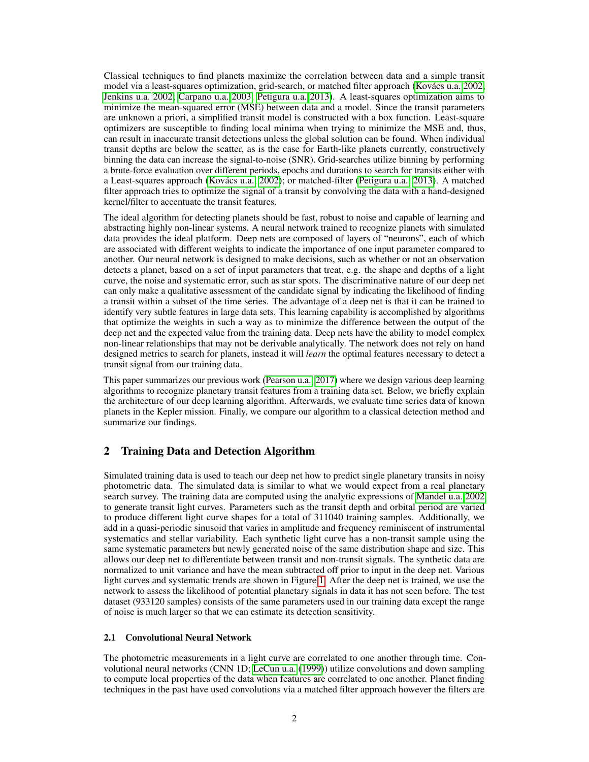Classical techniques to find planets maximize the correlation between data and a simple transit model via a least-squares optimization, grid-search, or matched filter approach (Kovács u.a. 2002, Jenkins u.a. 2002, Carpano u.a. 2003, Petigura u.a. 2013). A least-squares optimization aims to minimize the mean-squared error (MSE) between data and a model. Since the transit parameters are unknown a priori, a simplified transit model is constructed with a box function. Least-square optimizers are susceptible to finding local minima when trying to minimize the MSE and, thus, can result in inaccurate transit detections unless the global solution can be found. When individual transit depths are below the scatter, as is the case for Earth-like planets currently, constructively binning the data can increase the signal-to-noise (SNR). Grid-searches utilize binning by performing a brute-force evaluation over different periods, epochs and durations to search for transits either with a Least-squares approach (Kovács u.a. 2002); or matched-filter (Petigura u.a. 2013). A matched filter approach tries to optimize the signal of a transit by convolving the data with a hand-designed kernel/filter to accentuate the transit features.

The ideal algorithm for detecting planets should be fast, robust to noise and capable of learning and abstracting highly non-linear systems. A neural network trained to recognize planets with simulated data provides the ideal platform. Deep nets are composed of layers of "neurons", each of which are associated with different weights to indicate the importance of one input parameter compared to another. Our neural network is designed to make decisions, such as whether or not an observation detects a planet, based on a set of input parameters that treat, e.g. the shape and depths of a light curve, the noise and systematic error, such as star spots. The discriminative nature of our deep net can only make a qualitative assessment of the candidate signal by indicating the likelihood of finding a transit within a subset of the time series. The advantage of a deep net is that it can be trained to identify very subtle features in large data sets. This learning capability is accomplished by algorithms that optimize the weights in such a way as to minimize the difference between the output of the deep net and the expected value from the training data. Deep nets have the ability to model complex non-linear relationships that may not be derivable analytically. The network does not rely on hand designed metrics to search for planets, instead it will *learn* the optimal features necessary to detect a transit signal from our training data.

This paper summarizes our previous work (Pearson u.a. 2017) where we design various deep learning algorithms to recognize planetary transit features from a training data set. Below, we briefly explain the architecture of our deep learning algorithm. Afterwards, we evaluate time series data of known planets in the Kepler mission. Finally, we compare our algorithm to a classical detection method and summarize our findings.

## 2 Training Data and Detection Algorithm

Simulated training data is used to teach our deep net how to predict single planetary transits in noisy photometric data. The simulated data is similar to what we would expect from a real planetary search survey. The training data are computed using the analytic expressions of Mandel u.a. 2002 to generate transit light curves. Parameters such as the transit depth and orbital period are varied to produce different light curve shapes for a total of 311040 training samples. Additionally, we add in a quasi-periodic sinusoid that varies in amplitude and frequency reminiscent of instrumental systematics and stellar variability. Each synthetic light curve has a non-transit sample using the same systematic parameters but newly generated noise of the same distribution shape and size. This allows our deep net to differentiate between transit and non-transit signals. The synthetic data are normalized to unit variance and have the mean subtracted off prior to input in the deep net. Various light curves and systematic trends are shown in Figure 1. After the deep net is trained, we use the network to assess the likelihood of potential planetary signals in data it has not seen before. The test dataset (933120 samples) consists of the same parameters used in our training data except the range of noise is much larger so that we can estimate its detection sensitivity.

### 2.1 Convolutional Neural Network

The photometric measurements in a light curve are correlated to one another through time. Convolutional neural networks (CNN 1D; LeCun u.a. (1999)) utilize convolutions and down sampling to compute local properties of the data when features are correlated to one another. Planet finding techniques in the past have used convolutions via a matched filter approach however the filters are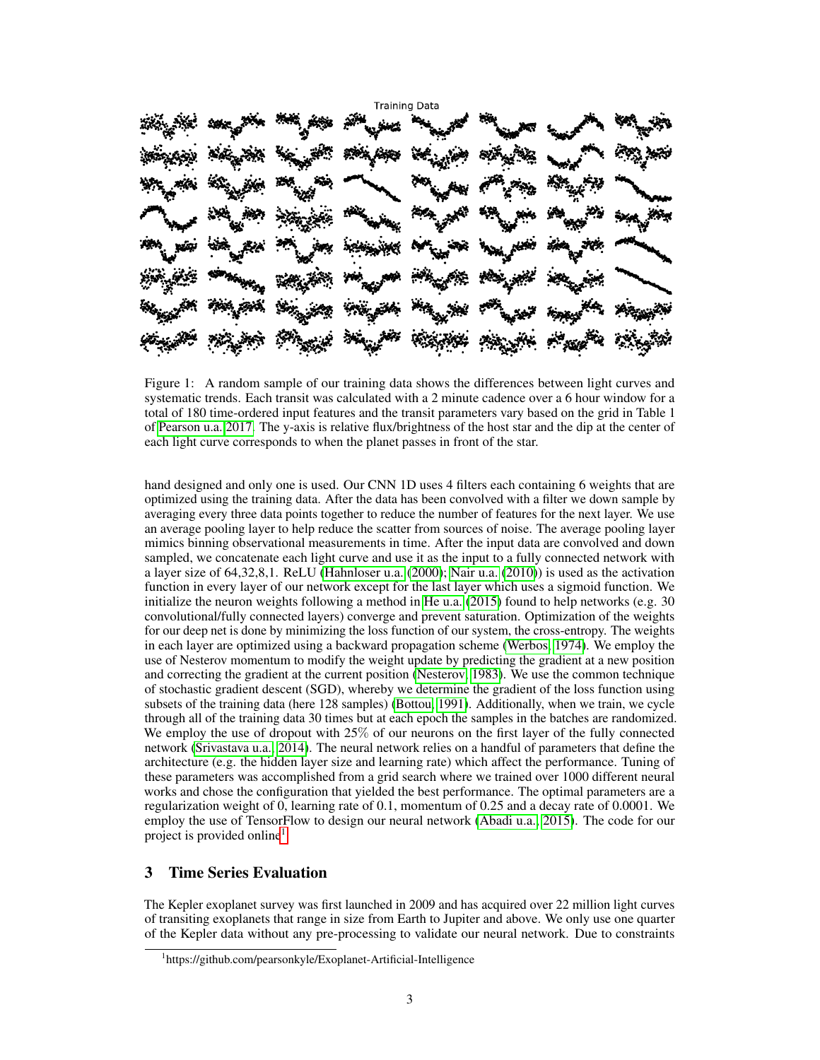Training Data

Figure 1: A random sample of our training data shows the differences between light curves and systematic trends. Each transit was calculated with a 2 minute cadence over a 6 hour window for a total of 180 time-ordered input features and the transit parameters vary based on the grid in Table 1 of Pearson u.a. 2017. The y-axis is relative flux/brightness of the host star and the dip at the center of each light curve corresponds to when the planet passes in front of the star.

hand designed and only one is used. Our CNN 1D uses 4 filters each containing 6 weights that are optimized using the training data. After the data has been convolved with a filter we down sample by averaging every three data points together to reduce the number of features for the next layer. We use an average pooling layer to help reduce the scatter from sources of noise. The average pooling layer mimics binning observational measurements in time. After the input data are convolved and down sampled, we concatenate each light curve and use it as the input to a fully connected network with a layer size of 64,32,8,1. ReLU (Hahnloser u.a. (2000); Nair u.a. (2010)) is used as the activation function in every layer of our network except for the last layer which uses a sigmoid function. We initialize the neuron weights following a method in He u.a. (2015) found to help networks (e.g. 30 convolutional/fully connected layers) converge and prevent saturation. Optimization of the weights for our deep net is done by minimizing the loss function of our system, the cross-entropy. The weights in each layer are optimized using a backward propagation scheme (Werbos, 1974). We employ the use of Nesterov momentum to modify the weight update by predicting the gradient at a new position and correcting the gradient at the current position (Nesterov, 1983). We use the common technique of stochastic gradient descent (SGD), whereby we determine the gradient of the loss function using subsets of the training data (here 128 samples) (Bottou, 1991). Additionally, when we train, we cycle through all of the training data 30 times but at each epoch the samples in the batches are randomized. We employ the use of dropout with 25% of our neurons on the first layer of the fully connected network (Srivastava u.a., 2014). The neural network relies on a handful of parameters that define the architecture (e.g. the hidden layer size and learning rate) which affect the performance. Tuning of these parameters was accomplished from a grid search where we trained over 1000 different neural works and chose the configuration that yielded the best performance. The optimal parameters are a regularization weight of 0, learning rate of 0.1, momentum of 0.25 and a decay rate of 0.0001. We employ the use of TensorFlow to design our neural network (Abadi u.a., 2015). The code for our project is provided online[1].

## 3 Time Series Evaluation

The Kepler exoplanet survey was first launched in 2009 and has acquired over 22 million light curves of transiting exoplanets that range in size from Earth to Jupiter and above. We only use one quarter of the Kepler data without any pre-processing to validate our neural network. Due to constraints

[1] https://github.com/pearsonkyle/Exoplanet-Artificial-Intelligence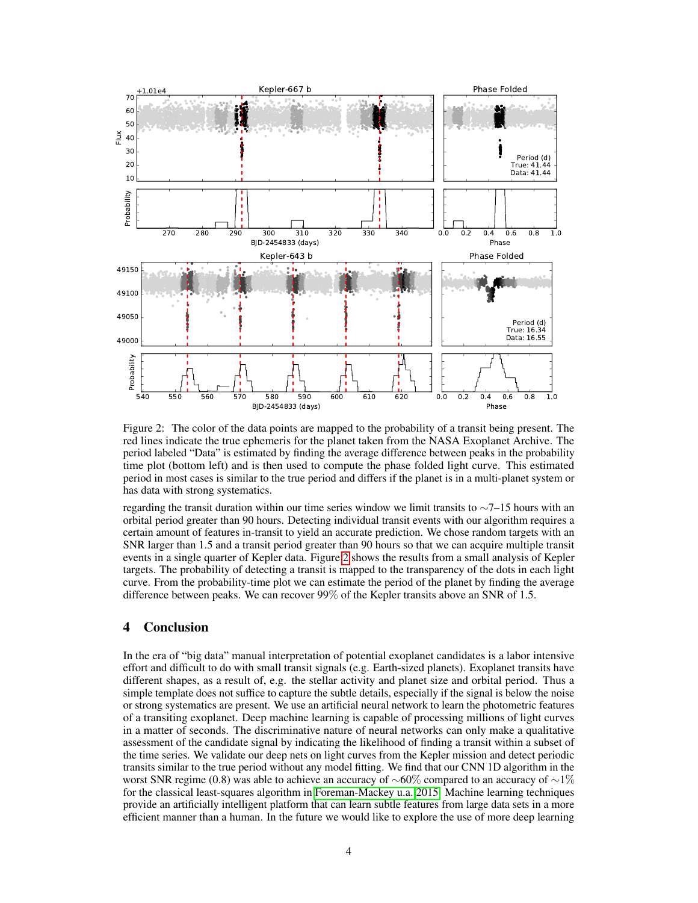Figure 2: The color of the data points are mapped to the probability of a transit being present. The red lines indicate the true ephemeris for the planet taken from the NASA Exoplanet Archive. The period labeled "Data" is estimated by finding the average difference between peaks in the probability time plot (bottom left) and is then used to compute the phase folded light curve. This estimated period in most cases is similar to the true period and differs if the planet is in a multi-planet system or has data with strong systematics.

regarding the transit duration within our time series window we limit transits to ∼7–15 hours with an orbital period greater than 90 hours. Detecting individual transit events with our algorithm requires a certain amount of features in-transit to yield an accurate prediction. We chose random targets with an SNR larger than 1.5 and a transit period greater than 90 hours so that we can acquire multiple transit events in a single quarter of Kepler data. Figure 2 shows the results from a small analysis of Kepler targets. The probability of detecting a transit is mapped to the transparency of the dots in each light curve. From the probability-time plot we can estimate the period of the planet by finding the average difference between peaks. We can recover 99% of the Kepler transits above an SNR of 1.5.

## 4 Conclusion

In the era of "big data" manual interpretation of potential exoplanet candidates is a labor intensive effort and difficult to do with small transit signals (e.g. Earth-sized planets). Exoplanet transits have different shapes, as a result of, e.g. the stellar activity and planet size and orbital period. Thus a simple template does not suffice to capture the subtle details, especially if the signal is below the noise or strong systematics are present. We use an artificial neural network to learn the photometric features of a transiting exoplanet. Deep machine learning is capable of processing millions of light curves in a matter of seconds. The discriminative nature of neural networks can only make a qualitative assessment of the candidate signal by indicating the likelihood of finding a transit within a subset of the time series. We validate our deep nets on light curves from the Kepler mission and detect periodic transits similar to the true period without any model fitting. We find that our CNN 1D algorithm in the worst SNR regime (0.8) was able to achieve an accuracy of ∼60% compared to an accuracy of ∼1% for the classical least-squares algorithm in Foreman-Mackey u.a. 2015. Machine learning techniques provide an artificially intelligent platform that can learn subtle features from large data sets in a more efficient manner than a human. In the future we would like to explore the use of more deep learning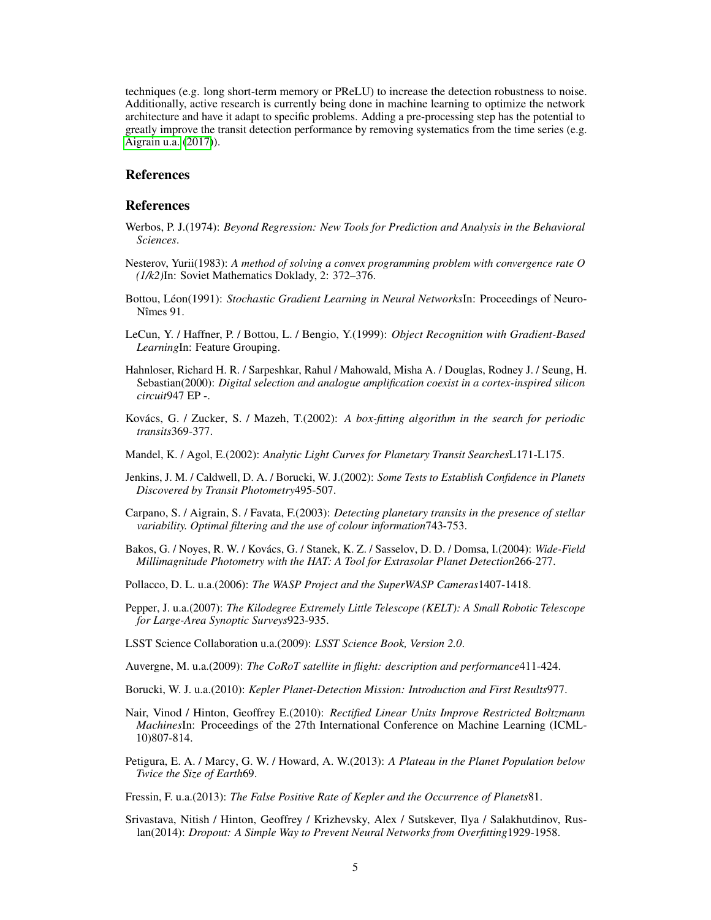techniques (e.g. long short-term memory or PReLU) to increase the detection robustness to noise. Additionally, active research is currently being done in machine learning to optimize the network architecture and have it adapt to specific problems. Adding a pre-processing step has the potential to greatly improve the transit detection performance by removing systematics from the time series (e.g. Aigrain u.a. (2017)).

## References

## References

Werbos, P. J.(1974): *Beyond Regression: New Tools for Prediction and Analysis in the Behavioral Sciences*.

Nesterov, Yurii(1983): *A method of solving a convex programming problem with convergence rate O (1/k2)*In: Soviet Mathematics Doklady, 2: 372–376.

Bottou, Léon(1991): *Stochastic Gradient Learning in Neural Networks*In: Proceedings of Neuro-Nîmes 91.

LeCun, Y. / Haffner, P. / Bottou, L. / Bengio, Y.(1999): *Object Recognition with Gradient-Based Learning*In: Feature Grouping.

Hahnloser, Richard H. R. / Sarpeshkar, Rahul / Mahowald, Misha A. / Douglas, Rodney J. / Seung, H. Sebastian(2000): *Digital selection and analogue amplification coexist in a cortex-inspired silicon circuit*947 EP -.

Kovács, G. / Zucker, S. / Mazeh, T.(2002): *A box-fitting algorithm in the search for periodic transits*369-377.

Mandel, K. / Agol, E.(2002): *Analytic Light Curves for Planetary Transit Searches*L171-L175.

Jenkins, J. M. / Caldwell, D. A. / Borucki, W. J.(2002): *Some Tests to Establish Confidence in Planets Discovered by Transit Photometry*495-507.

Carpano, S. / Aigrain, S. / Favata, F.(2003): *Detecting planetary transits in the presence of stellar variability. Optimal filtering and the use of colour information*743-753.

Bakos, G. / Noyes, R. W. / Kovács, G. / Stanek, K. Z. / Sasselov, D. D. / Domsa, I.(2004): *Wide-Field Millimagnitude Photometry with the HAT: A Tool for Extrasolar Planet Detection*266-277.

Pollacco, D. L. u.a.(2006): *The WASP Project and the SuperWASP Cameras*1407-1418.

Pepper, J. u.a.(2007): *The Kilodegree Extremely Little Telescope (KELT): A Small Robotic Telescope for Large-Area Synoptic Surveys*923-935.

LSST Science Collaboration u.a.(2009): *LSST Science Book, Version 2.0*.

Auvergne, M. u.a.(2009): *The CoRoT satellite in flight: description and performance*411-424.

Borucki, W. J. u.a.(2010): *Kepler Planet-Detection Mission: Introduction and First Results*977.

Nair, Vinod / Hinton, Geoffrey E.(2010): *Rectified Linear Units Improve Restricted Boltzmann Machines*In: Proceedings of the 27th International Conference on Machine Learning (ICML-10)807-814.

Petigura, E. A. / Marcy, G. W. / Howard, A. W.(2013): *A Plateau in the Planet Population below Twice the Size of Earth*69.

Fressin, F. u.a.(2013): *The False Positive Rate of Kepler and the Occurrence of Planets*81.

Srivastava, Nitish / Hinton, Geoffrey / Krizhevsky, Alex / Sutskever, Ilya / Salakhutdinov, Ruslan(2014): *Dropout: A Simple Way to Prevent Neural Networks from Overfitting*1929-1958.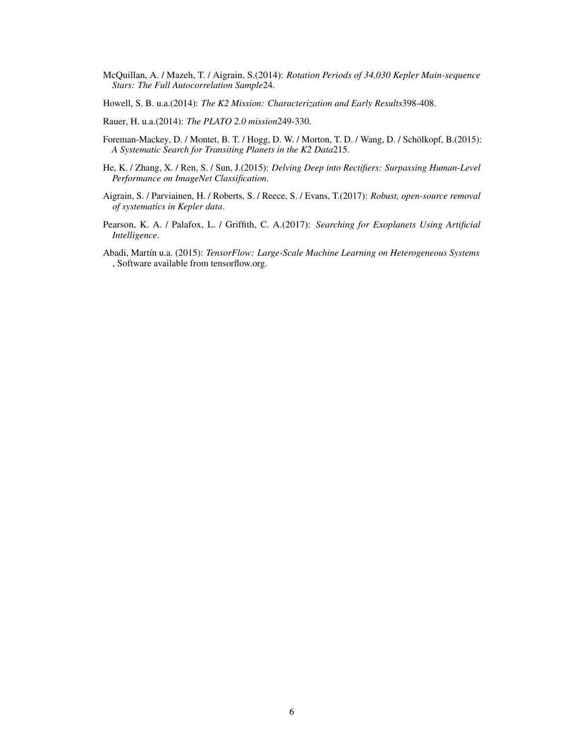McQuillan, A. / Mazeh, T. / Aigrain, S.(2014): *Rotation Periods of 34,030 Kepler Main-sequence Stars: The Full Autocorrelation Sample*24.

Howell, S. B. u.a.(2014): *The K2 Mission: Characterization and Early Results*398-408.

Rauer, H. u.a.(2014): *The PLATO 2.0 mission*249-330.

Foreman-Mackey, D. / Montet, B. T. / Hogg, D. W. / Morton, T. D. / Wang, D. / Schölkopf, B.(2015): *A Systematic Search for Transiting Planets in the K2 Data*215.

He, K. / Zhang, X. / Ren, S. / Sun, J.(2015): *Delving Deep into Rectifiers: Surpassing Human-Level Performance on ImageNet Classification*.

Aigrain, S. / Parviainen, H. / Roberts, S. / Reece, S. / Evans, T.(2017): *Robust, open-source removal of systematics in Kepler data*.

Pearson, K. A. / Palafox, L. / Griffith, C. A.(2017): *Searching for Exoplanets Using Artificial Intelligence*.

Abadi, Martín u.a. (2015): *TensorFlow: Large-Scale Machine Learning on Heterogeneous Systems* , Software available from tensorflow.org.